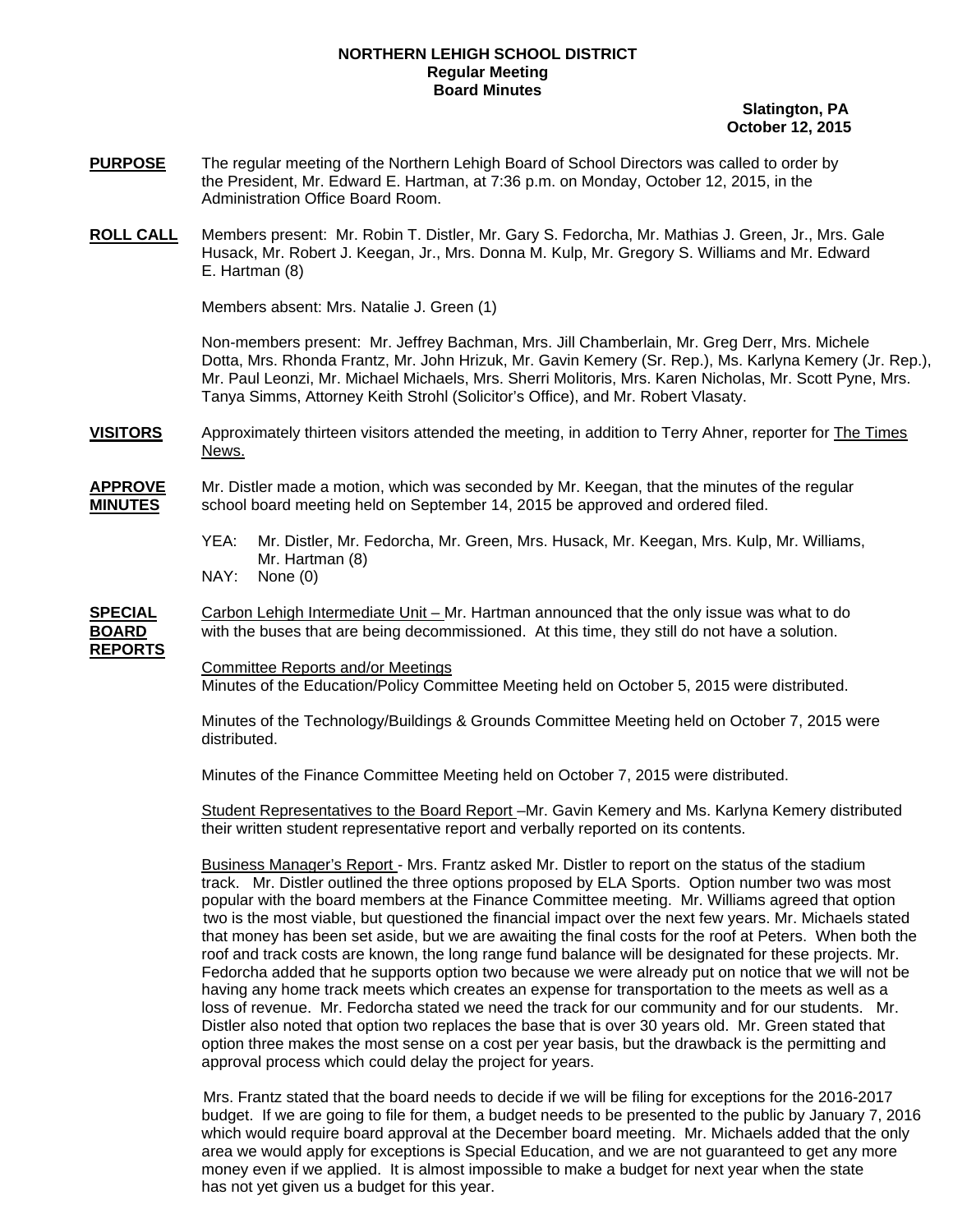**NORTHERN LEHIGH SCHOOL DISTRICT**
**Regular Meeting**
**Board Minutes**

**Slatington, PA**
**October 12, 2015**

**PURPOSE** The regular meeting of the Northern Lehigh Board of School Directors was called to order by the President, Mr. Edward E. Hartman, at 7:36 p.m. on Monday, October 12, 2015, in the Administration Office Board Room.

**ROLL CALL** Members present: Mr. Robin T. Distler, Mr. Gary S. Fedorcha, Mr. Mathias J. Green, Jr., Mrs. Gale Husack, Mr. Robert J. Keegan, Jr., Mrs. Donna M. Kulp, Mr. Gregory S. Williams and Mr. Edward E. Hartman (8)

Members absent: Mrs. Natalie J. Green (1)

Non-members present: Mr. Jeffrey Bachman, Mrs. Jill Chamberlain, Mr. Greg Derr, Mrs. Michele Dotta, Mrs. Rhonda Frantz, Mr. John Hrizuk, Mr. Gavin Kemery (Sr. Rep.), Ms. Karlyna Kemery (Jr. Rep.), Mr. Paul Leonzi, Mr. Michael Michaels, Mrs. Sherri Molitoris, Mrs. Karen Nicholas, Mr. Scott Pyne, Mrs. Tanya Simms, Attorney Keith Strohl (Solicitor's Office), and Mr. Robert Vlasaty.

**VISITORS** Approximately thirteen visitors attended the meeting, in addition to Terry Ahner, reporter for The Times News.

**APPROVE MINUTES** Mr. Distler made a motion, which was seconded by Mr. Keegan, that the minutes of the regular school board meeting held on September 14, 2015 be approved and ordered filed.

YEA: Mr. Distler, Mr. Fedorcha, Mr. Green, Mrs. Husack, Mr. Keegan, Mrs. Kulp, Mr. Williams, Mr. Hartman (8)
NAY: None (0)

**SPECIAL BOARD REPORTS** Carbon Lehigh Intermediate Unit – Mr. Hartman announced that the only issue was what to do with the buses that are being decommissioned. At this time, they still do not have a solution.

Committee Reports and/or Meetings
Minutes of the Education/Policy Committee Meeting held on October 5, 2015 were distributed.

Minutes of the Technology/Buildings & Grounds Committee Meeting held on October 7, 2015 were distributed.

Minutes of the Finance Committee Meeting held on October 7, 2015 were distributed.

Student Representatives to the Board Report –Mr. Gavin Kemery and Ms. Karlyna Kemery distributed their written student representative report and verbally reported on its contents.

Business Manager's Report - Mrs. Frantz asked Mr. Distler to report on the status of the stadium track. Mr. Distler outlined the three options proposed by ELA Sports. Option number two was most popular with the board members at the Finance Committee meeting. Mr. Williams agreed that option two is the most viable, but questioned the financial impact over the next few years. Mr. Michaels stated that money has been set aside, but we are awaiting the final costs for the roof at Peters. When both the roof and track costs are known, the long range fund balance will be designated for these projects. Mr. Fedorcha added that he supports option two because we were already put on notice that we will not be having any home track meets which creates an expense for transportation to the meets as well as a loss of revenue. Mr. Fedorcha stated we need the track for our community and for our students. Mr. Distler also noted that option two replaces the base that is over 30 years old. Mr. Green stated that option three makes the most sense on a cost per year basis, but the drawback is the permitting and approval process which could delay the project for years.

Mrs. Frantz stated that the board needs to decide if we will be filing for exceptions for the 2016-2017 budget. If we are going to file for them, a budget needs to be presented to the public by January 7, 2016 which would require board approval at the December board meeting. Mr. Michaels added that the only area we would apply for exceptions is Special Education, and we are not guaranteed to get any more money even if we applied. It is almost impossible to make a budget for next year when the state has not yet given us a budget for this year.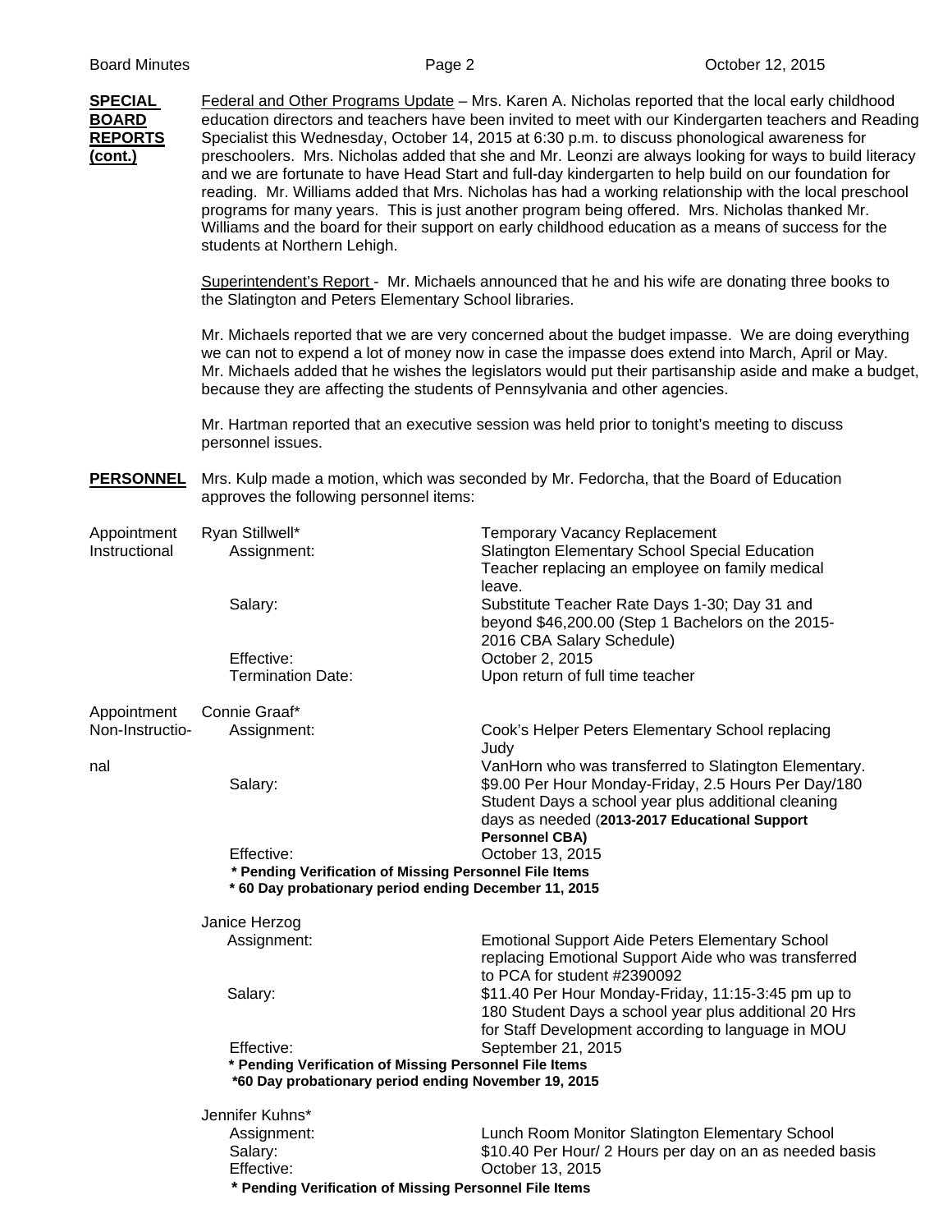**SPECIAL BOARD REPORTS (cont.)**

Federal and Other Programs Update – Mrs. Karen A. Nicholas reported that the local early childhood education directors and teachers have been invited to meet with our Kindergarten teachers and Reading Specialist this Wednesday, October 14, 2015 at 6:30 p.m. to discuss phonological awareness for preschoolers. Mrs. Nicholas added that she and Mr. Leonzi are always looking for ways to build literacy and we are fortunate to have Head Start and full-day kindergarten to help build on our foundation for reading. Mr. Williams added that Mrs. Nicholas has had a working relationship with the local preschool programs for many years. This is just another program being offered. Mrs. Nicholas thanked Mr. Williams and the board for their support on early childhood education as a means of success for the students at Northern Lehigh.

Superintendent's Report - Mr. Michaels announced that he and his wife are donating three books to the Slatington and Peters Elementary School libraries.

Mr. Michaels reported that we are very concerned about the budget impasse. We are doing everything we can not to expend a lot of money now in case the impasse does extend into March, April or May. Mr. Michaels added that he wishes the legislators would put their partisanship aside and make a budget, because they are affecting the students of Pennsylvania and other agencies.

Mr. Hartman reported that an executive session was held prior to tonight's meeting to discuss personnel issues.

**PERSONNEL**

Mrs. Kulp made a motion, which was seconded by Mr. Fedorcha, that the Board of Education approves the following personnel items:

**Appointment Instructional**

Ryan Stillwell*

| | |
|---|---|
| | Temporary Vacancy Replacement |
| Assignment: | Slatington Elementary School Special Education Teacher replacing an employee on family medical leave. |
| Salary: | Substitute Teacher Rate Days 1-30; Day 31 and beyond $46,200.00 (Step 1 Bachelors on the 2015-2016 CBA Salary Schedule) |
| Effective: | October 2, 2015 |
| Termination Date: | Upon return of full time teacher |

**Appointment Non-Instructional**

Connie Graaf*

| | |
|---|---|
| Assignment: | Cook's Helper Peters Elementary School replacing Judy VanHorn who was transferred to Slatington Elementary. |
| Salary: | $9.00 Per Hour Monday-Friday, 2.5 Hours Per Day/180 Student Days a school year plus additional cleaning days as needed (**2013-2017 Educational Support Personnel CBA)** |
| Effective: | October 13, 2015 |

**\* Pending Verification of Missing Personnel File Items**
**\* 60 Day probationary period ending December 11, 2015**

Janice Herzog

| | |
|---|---|
| Assignment: | Emotional Support Aide Peters Elementary School replacing Emotional Support Aide who was transferred to PCA for student #2390092 |
| Salary: | $11.40 Per Hour Monday-Friday, 11:15-3:45 pm up to 180 Student Days a school year plus additional 20 Hrs for Staff Development according to language in MOU |
| Effective: | September 21, 2015 |

**\* Pending Verification of Missing Personnel File Items**
**\*60 Day probationary period ending November 19, 2015**

Jennifer Kuhns*

| | |
|---|---|
| Assignment: | Lunch Room Monitor Slatington Elementary School |
| Salary: | $10.40 Per Hour/ 2 Hours per day on an as needed basis |
| Effective: | October 13, 2015 |

**\* Pending Verification of Missing Personnel File Items**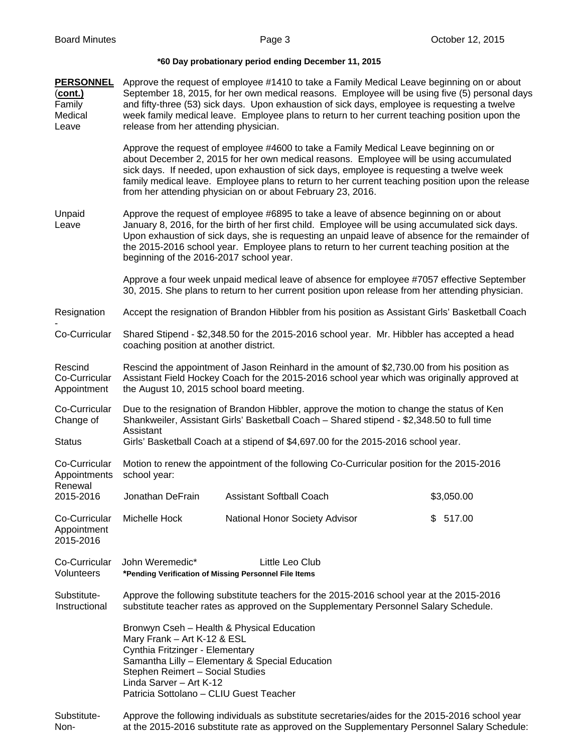**\*60 Day probationary period ending December 11, 2015**

**PERSONNEL (cont.)**

Family Medical Leave

Approve the request of employee #1410 to take a Family Medical Leave beginning on or about September 18, 2015, for her own medical reasons. Employee will be using five (5) personal days and fifty-three (53) sick days. Upon exhaustion of sick days, employee is requesting a twelve week family medical leave. Employee plans to return to her current teaching position upon the release from her attending physician.

Approve the request of employee #4600 to take a Family Medical Leave beginning on or about December 2, 2015 for her own medical reasons. Employee will be using accumulated sick days. If needed, upon exhaustion of sick days, employee is requesting a twelve week family medical leave. Employee plans to return to her current teaching position upon the release from her attending physician on or about February 23, 2016.

Unpaid Leave

Approve the request of employee #6895 to take a leave of absence beginning on or about January 8, 2016, for the birth of her first child. Employee will be using accumulated sick days. Upon exhaustion of sick days, she is requesting an unpaid leave of absence for the remainder of the 2015-2016 school year. Employee plans to return to her current teaching position at the beginning of the 2016-2017 school year.

Approve a four week unpaid medical leave of absence for employee #7057 effective September 30, 2015. She plans to return to her current position upon release from her attending physician.

Resignation - Co-Curricular

Accept the resignation of Brandon Hibbler from his position as Assistant Girls' Basketball Coach Shared Stipend - $2,348.50 for the 2015-2016 school year. Mr. Hibbler has accepted a head coaching position at another district.

Rescind Co-Curricular Appointment

Rescind the appointment of Jason Reinhard in the amount of $2,730.00 from his position as Assistant Field Hockey Coach for the 2015-2016 school year which was originally approved at the August 10, 2015 school board meeting.

Co-Curricular Change of Status

Due to the resignation of Brandon Hibbler, approve the motion to change the status of Ken Shankweiler, Assistant Girls' Basketball Coach – Shared stipend - $2,348.50 to full time Assistant Girls' Basketball Coach at a stipend of $4,697.00 for the 2015-2016 school year.

Co-Curricular Appointments Renewal 2015-2016

Motion to renew the appointment of the following Co-Curricular position for the 2015-2016 school year:

| | | |
|---|---|---|
| Jonathan DeFrain | Assistant Softball Coach | $3,050.00 |

Co-Curricular Appointment 2015-2016

| | | |
|---|---|---|
| Michelle Hock | National Honor Society Advisor | $ 517.00 |

Co-Curricular Volunteers

| | |
|---|---|
| John Weremedic* | Little Leo Club |

**\*Pending Verification of Missing Personnel File Items**

Substitute-Instructional

Approve the following substitute teachers for the 2015-2016 school year at the 2015-2016 substitute teacher rates as approved on the Supplementary Personnel Salary Schedule.

Bronwyn Cseh – Health & Physical Education
Mary Frank – Art K-12 & ESL
Cynthia Fritzinger - Elementary
Samantha Lilly – Elementary & Special Education
Stephen Reimert – Social Studies
Linda Sarver – Art K-12
Patricia Sottolano – CLIU Guest Teacher

Substitute-Non-

Approve the following individuals as substitute secretaries/aides for the 2015-2016 school year at the 2015-2016 substitute rate as approved on the Supplementary Personnel Salary Schedule: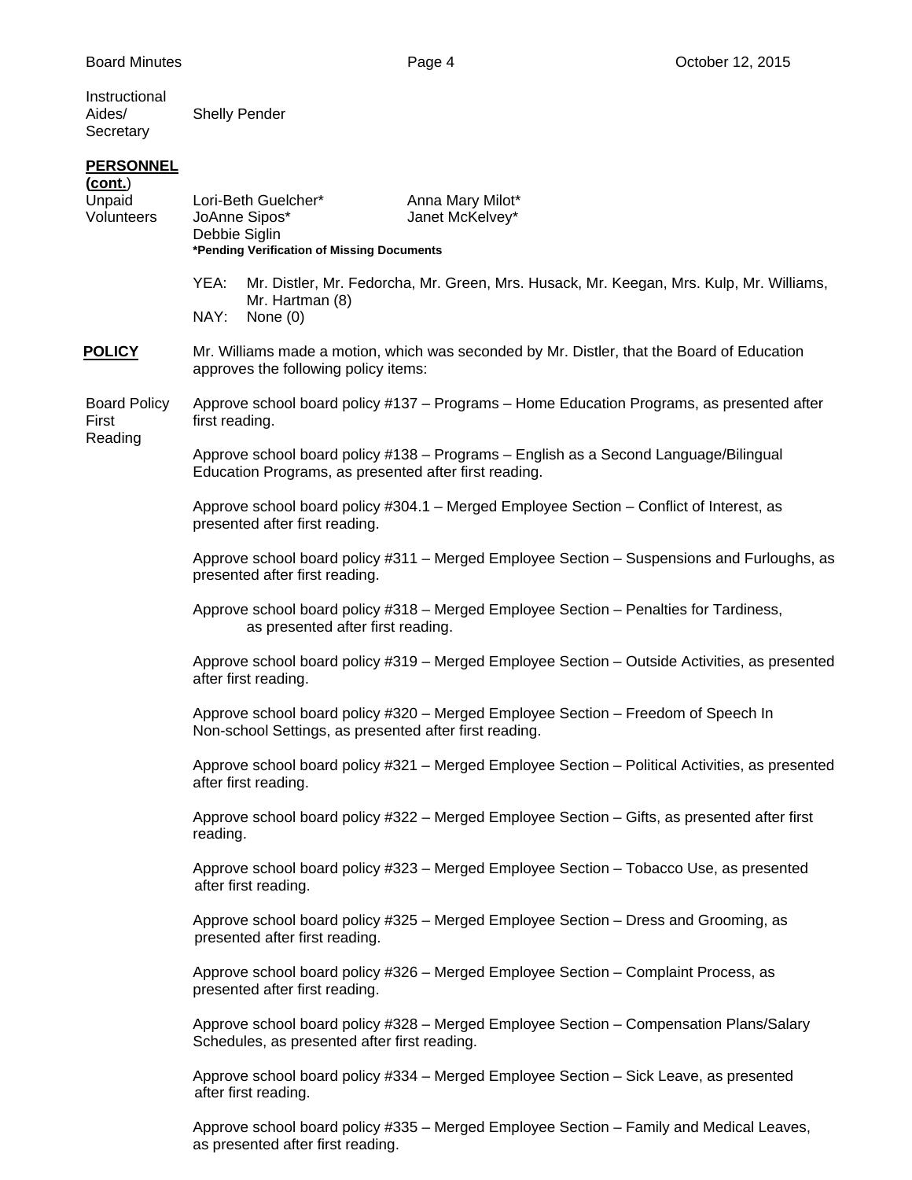Instructional Aides/ Secretary — Shelly Pender

**PERSONNEL (cont.)**

Unpaid Volunteers

| | |
|---|---|
| Lori-Beth Guelcher* | Anna Mary Milot* |
| JoAnne Sipos* | Janet McKelvey* |
| Debbie Siglin | |

***Pending Verification of Missing Documents**

YEA: Mr. Distler, Mr. Fedorcha, Mr. Green, Mrs. Husack, Mr. Keegan, Mrs. Kulp, Mr. Williams, Mr. Hartman (8)
NAY: None (0)

**POLICY**

Mr. Williams made a motion, which was seconded by Mr. Distler, that the Board of Education approves the following policy items:

Board Policy First Reading

Approve school board policy #137 – Programs – Home Education Programs, as presented after first reading.

Approve school board policy #138 – Programs – English as a Second Language/Bilingual Education Programs, as presented after first reading.

Approve school board policy #304.1 – Merged Employee Section – Conflict of Interest, as presented after first reading.

Approve school board policy #311 – Merged Employee Section – Suspensions and Furloughs, as presented after first reading.

Approve school board policy #318 – Merged Employee Section – Penalties for Tardiness, as presented after first reading.

Approve school board policy #319 – Merged Employee Section – Outside Activities, as presented after first reading.

Approve school board policy #320 – Merged Employee Section – Freedom of Speech In Non-school Settings, as presented after first reading.

Approve school board policy #321 – Merged Employee Section – Political Activities, as presented after first reading.

Approve school board policy #322 – Merged Employee Section – Gifts, as presented after first reading.

Approve school board policy #323 – Merged Employee Section – Tobacco Use, as presented after first reading.

Approve school board policy #325 – Merged Employee Section – Dress and Grooming, as presented after first reading.

Approve school board policy #326 – Merged Employee Section – Complaint Process, as presented after first reading.

Approve school board policy #328 – Merged Employee Section – Compensation Plans/Salary Schedules, as presented after first reading.

Approve school board policy #334 – Merged Employee Section – Sick Leave, as presented after first reading.

Approve school board policy #335 – Merged Employee Section – Family and Medical Leaves, as presented after first reading.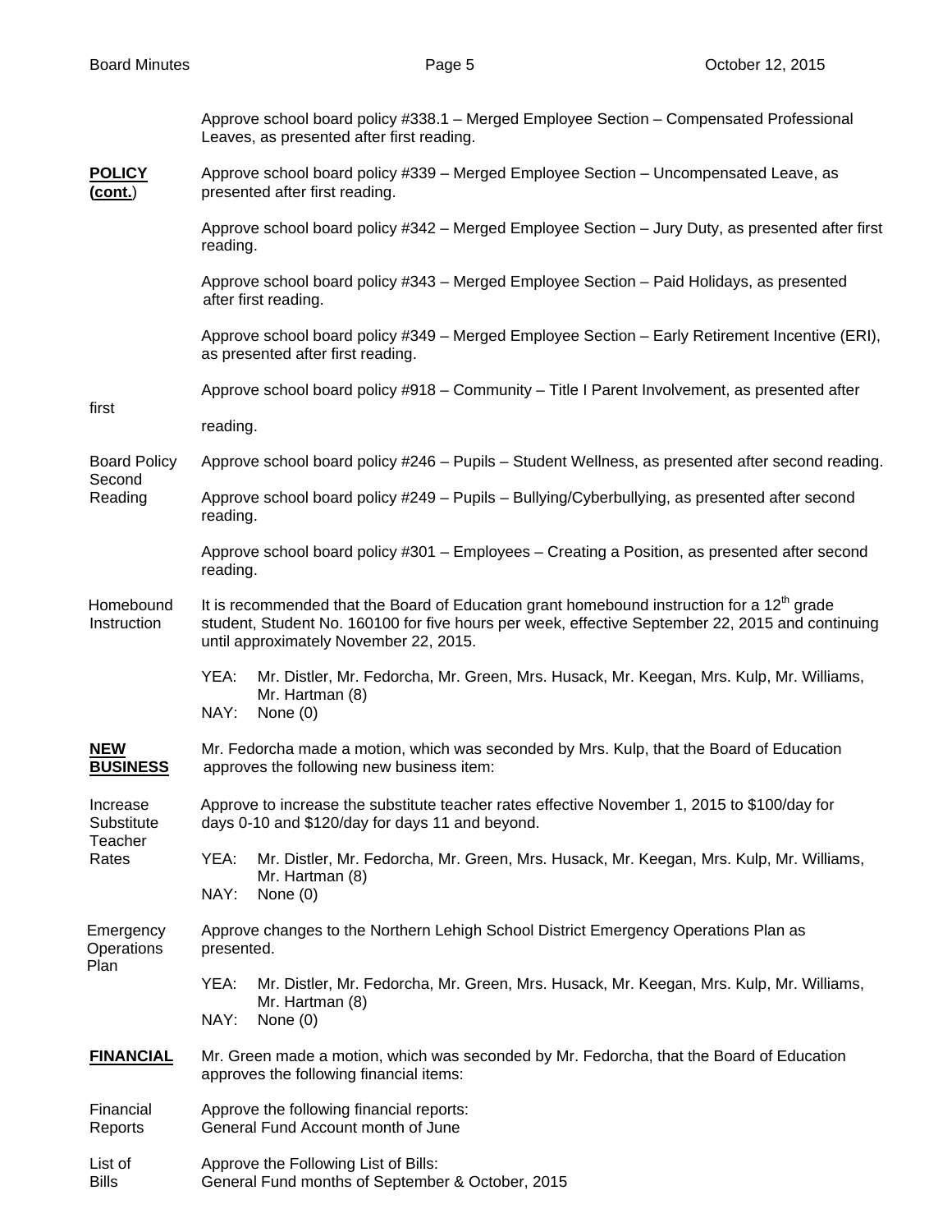Approve school board policy #338.1 – Merged Employee Section – Compensated Professional Leaves, as presented after first reading.

**POLICY (cont.)**

Approve school board policy #339 – Merged Employee Section – Uncompensated Leave, as presented after first reading.

Approve school board policy #342 – Merged Employee Section – Jury Duty, as presented after first reading.

Approve school board policy #343 – Merged Employee Section – Paid Holidays, as presented after first reading.

Approve school board policy #349 – Merged Employee Section – Early Retirement Incentive (ERI), as presented after first reading.

Approve school board policy #918 – Community – Title I Parent Involvement, as presented after first reading.

Board Policy Second Reading

Approve school board policy #246 – Pupils – Student Wellness, as presented after second reading.

Approve school board policy #249 – Pupils – Bullying/Cyberbullying, as presented after second reading.

Approve school board policy #301 – Employees – Creating a Position, as presented after second reading.

Homebound Instruction

It is recommended that the Board of Education grant homebound instruction for a 12th grade student, Student No. 160100 for five hours per week, effective September 22, 2015 and continuing until approximately November 22, 2015.

YEA: Mr. Distler, Mr. Fedorcha, Mr. Green, Mrs. Husack, Mr. Keegan, Mrs. Kulp, Mr. Williams, Mr. Hartman (8)
NAY: None (0)

**NEW BUSINESS**

Mr. Fedorcha made a motion, which was seconded by Mrs. Kulp, that the Board of Education approves the following new business item:

Increase Substitute Teacher Rates

Approve to increase the substitute teacher rates effective November 1, 2015 to $100/day for days 0-10 and $120/day for days 11 and beyond.

YEA: Mr. Distler, Mr. Fedorcha, Mr. Green, Mrs. Husack, Mr. Keegan, Mrs. Kulp, Mr. Williams, Mr. Hartman (8)
NAY: None (0)

Emergency Operations Plan

Approve changes to the Northern Lehigh School District Emergency Operations Plan as presented.

YEA: Mr. Distler, Mr. Fedorcha, Mr. Green, Mrs. Husack, Mr. Keegan, Mrs. Kulp, Mr. Williams, Mr. Hartman (8)
NAY: None (0)

**FINANCIAL**

Mr. Green made a motion, which was seconded by Mr. Fedorcha, that the Board of Education approves the following financial items:

Financial Reports

Approve the following financial reports:
General Fund Account month of June

List of Bills

Approve the Following List of Bills:
General Fund months of September & October, 2015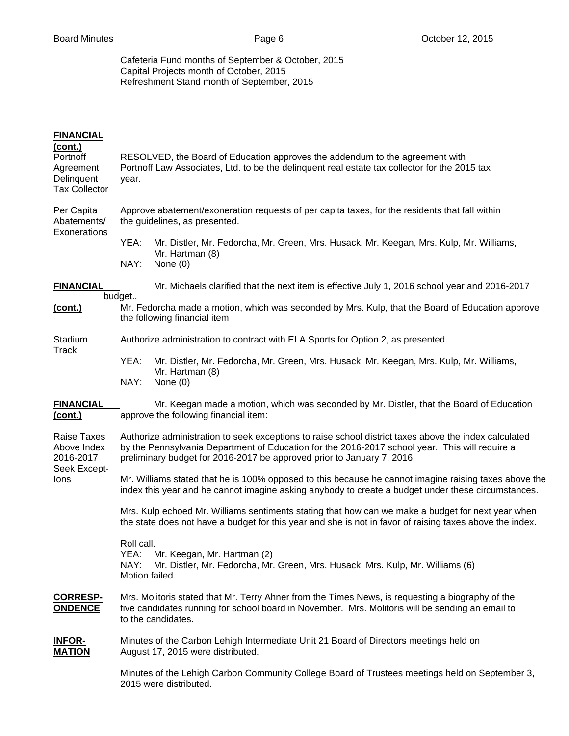Cafeteria Fund months of September & October, 2015
Capital Projects month of October, 2015
Refreshment Stand month of September, 2015

**FINANCIAL (cont.)**

**Portnoff Agreement Delinquent Tax Collector**

RESOLVED, the Board of Education approves the addendum to the agreement with Portnoff Law Associates, Ltd. to be the delinquent real estate tax collector for the 2015 tax year.

**Per Capita Abatements/ Exonerations**

Approve abatement/exoneration requests of per capita taxes, for the residents that fall within the guidelines, as presented.

YEA: Mr. Distler, Mr. Fedorcha, Mr. Green, Mrs. Husack, Mr. Keegan, Mrs. Kulp, Mr. Williams, Mr. Hartman (8)
NAY: None (0)

**FINANCIAL (cont.)**

Mr. Michaels clarified that the next item is effective July 1, 2016 school year and 2016-2017 budget..

Mr. Fedorcha made a motion, which was seconded by Mrs. Kulp, that the Board of Education approve the following financial item

**Stadium Track**

Authorize administration to contract with ELA Sports for Option 2, as presented.

YEA: Mr. Distler, Mr. Fedorcha, Mr. Green, Mrs. Husack, Mr. Keegan, Mrs. Kulp, Mr. Williams, Mr. Hartman (8)
NAY: None (0)

**FINANCIAL (cont.)**

Mr. Keegan made a motion, which was seconded by Mr. Distler, that the Board of Education approve the following financial item:

**Raise Taxes Above Index 2016-2017 Seek Exceptions**

Authorize administration to seek exceptions to raise school district taxes above the index calculated by the Pennsylvania Department of Education for the 2016-2017 school year. This will require a preliminary budget for 2016-2017 be approved prior to January 7, 2016.

Mr. Williams stated that he is 100% opposed to this because he cannot imagine raising taxes above the index this year and he cannot imagine asking anybody to create a budget under these circumstances.

Mrs. Kulp echoed Mr. Williams sentiments stating that how can we make a budget for next year when the state does not have a budget for this year and she is not in favor of raising taxes above the index.

Roll call.
YEA: Mr. Keegan, Mr. Hartman (2)
NAY: Mr. Distler, Mr. Fedorcha, Mr. Green, Mrs. Husack, Mrs. Kulp, Mr. Williams (6)
Motion failed.

**CORRESPONDENCE**

Mrs. Molitoris stated that Mr. Terry Ahner from the Times News, is requesting a biography of the five candidates running for school board in November. Mrs. Molitoris will be sending an email to to the candidates.

**INFORMATION**

Minutes of the Carbon Lehigh Intermediate Unit 21 Board of Directors meetings held on August 17, 2015 were distributed.

Minutes of the Lehigh Carbon Community College Board of Trustees meetings held on September 3, 2015 were distributed.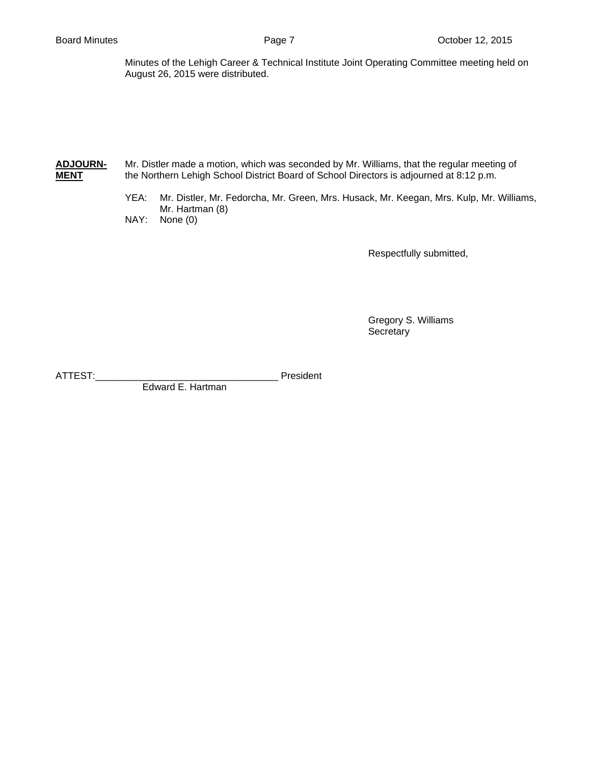Minutes of the Lehigh Career & Technical Institute Joint Operating Committee meeting held on August 26, 2015 were distributed.

**ADJOURNMENT**

Mr. Distler made a motion, which was seconded by Mr. Williams, that the regular meeting of the Northern Lehigh School District Board of School Directors is adjourned at 8:12 p.m.

YEA: Mr. Distler, Mr. Fedorcha, Mr. Green, Mrs. Husack, Mr. Keegan, Mrs. Kulp, Mr. Williams, Mr. Hartman (8)
NAY: None (0)

Respectfully submitted,

Gregory S. Williams
Secretary

ATTEST:_________________________________ President
Edward E. Hartman